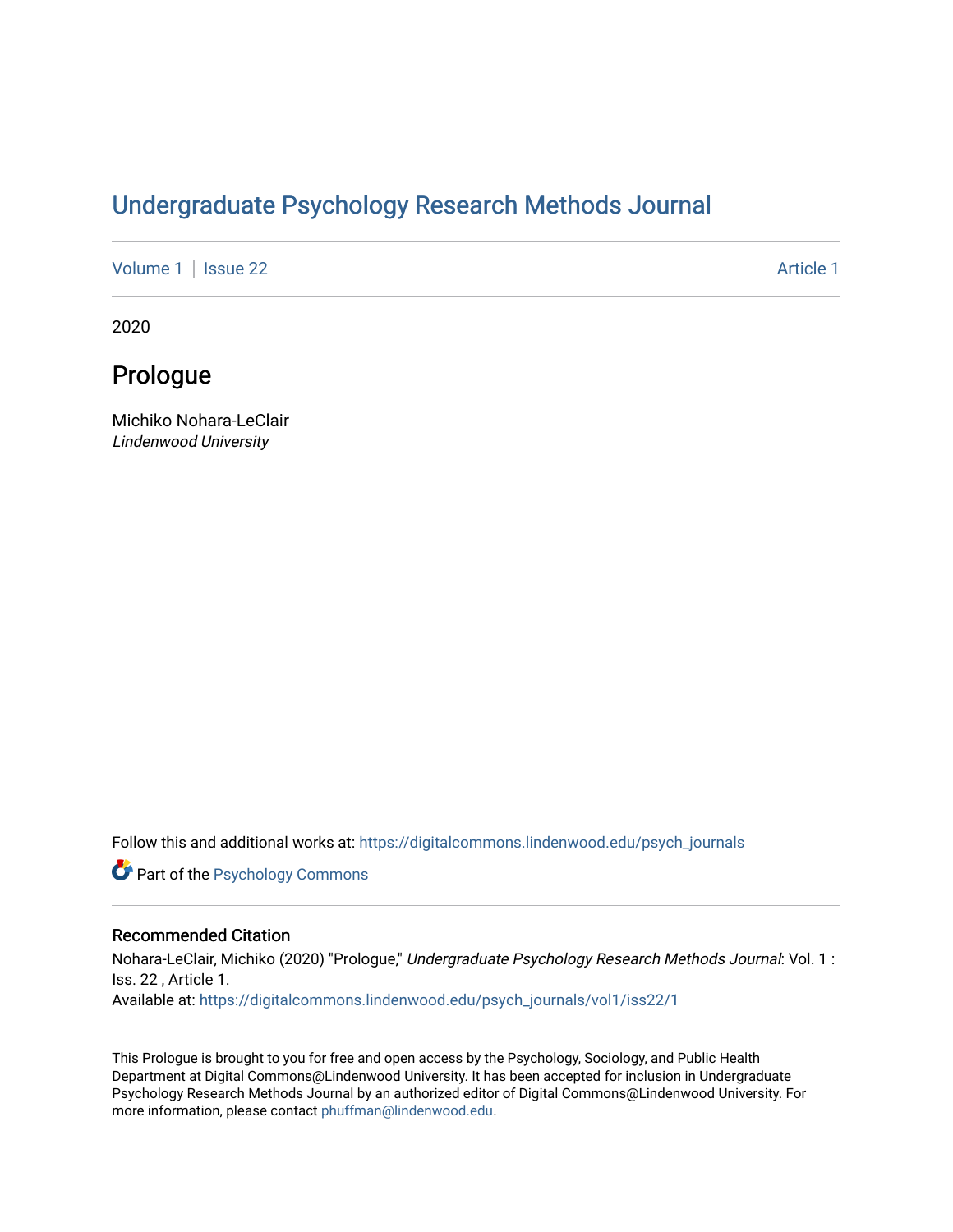# Undergraduate Psychology Research Methods Journal

Volume 1 | Issue 22 Article 1

2020

## Prologue

Michiko Nohara-LeClair
*Lindenwood University*

Follow this and additional works at: https://digitalcommons.lindenwood.edu/psych_journals

Part of the Psychology Commons

### Recommended Citation

Nohara-LeClair, Michiko (2020) "Prologue," *Undergraduate Psychology Research Methods Journal*: Vol. 1 : Iss. 22 , Article 1.
Available at: https://digitalcommons.lindenwood.edu/psych_journals/vol1/iss22/1

This Prologue is brought to you for free and open access by the Psychology, Sociology, and Public Health Department at Digital Commons@Lindenwood University. It has been accepted for inclusion in Undergraduate Psychology Research Methods Journal by an authorized editor of Digital Commons@Lindenwood University. For more information, please contact phuffman@lindenwood.edu.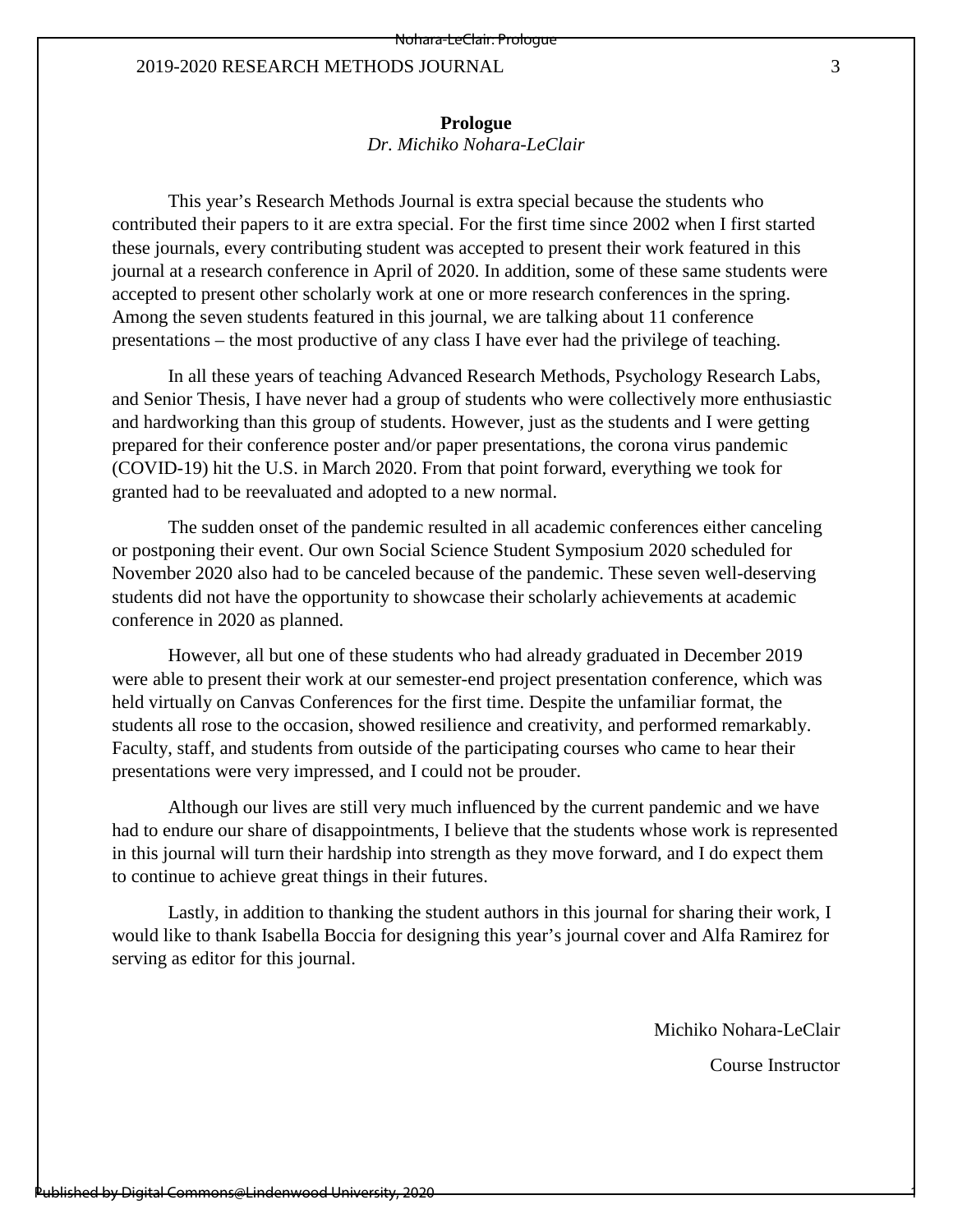## Prologue

*Dr. Michiko Nohara-LeClair*

This year's Research Methods Journal is extra special because the students who contributed their papers to it are extra special. For the first time since 2002 when I first started these journals, every contributing student was accepted to present their work featured in this journal at a research conference in April of 2020. In addition, some of these same students were accepted to present other scholarly work at one or more research conferences in the spring. Among the seven students featured in this journal, we are talking about 11 conference presentations – the most productive of any class I have ever had the privilege of teaching.

In all these years of teaching Advanced Research Methods, Psychology Research Labs, and Senior Thesis, I have never had a group of students who were collectively more enthusiastic and hardworking than this group of students. However, just as the students and I were getting prepared for their conference poster and/or paper presentations, the corona virus pandemic (COVID-19) hit the U.S. in March 2020. From that point forward, everything we took for granted had to be reevaluated and adopted to a new normal.

The sudden onset of the pandemic resulted in all academic conferences either canceling or postponing their event. Our own Social Science Student Symposium 2020 scheduled for November 2020 also had to be canceled because of the pandemic. These seven well-deserving students did not have the opportunity to showcase their scholarly achievements at academic conference in 2020 as planned.

However, all but one of these students who had already graduated in December 2019 were able to present their work at our semester-end project presentation conference, which was held virtually on Canvas Conferences for the first time. Despite the unfamiliar format, the students all rose to the occasion, showed resilience and creativity, and performed remarkably. Faculty, staff, and students from outside of the participating courses who came to hear their presentations were very impressed, and I could not be prouder.

Although our lives are still very much influenced by the current pandemic and we have had to endure our share of disappointments, I believe that the students whose work is represented in this journal will turn their hardship into strength as they move forward, and I do expect them to continue to achieve great things in their futures.

Lastly, in addition to thanking the student authors in this journal for sharing their work, I would like to thank Isabella Boccia for designing this year's journal cover and Alfa Ramirez for serving as editor for this journal.

Michiko Nohara-LeClair

Course Instructor